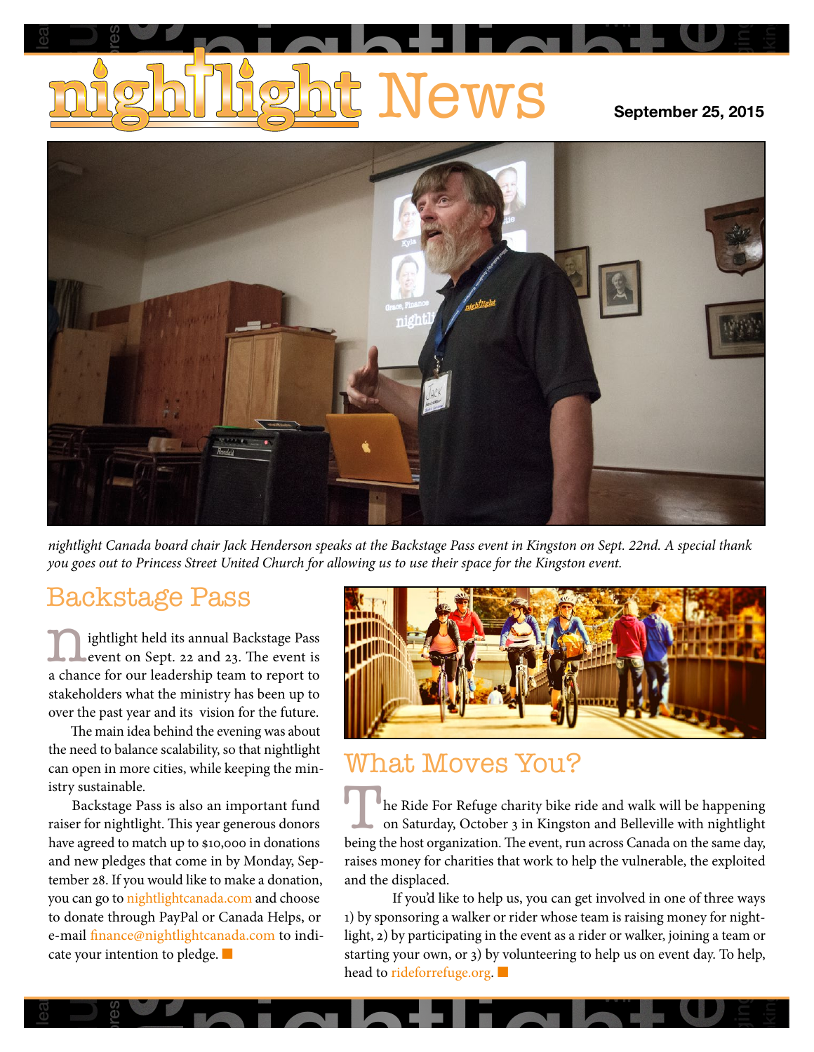# nightlight News

**September 25, 2015**

*nightlight Canada board chair Jack Henderson speaks at the Backstage Pass event in Kingston on Sept. 22nd. A special thank you goes out to Princess Street United Church for allowing us to use their space for the Kingston event.*

## Backstage Pass

nightlight held its annual Backstage Pass event on Sept. 22 and 23. The event is a chance for our leadership team to report to stakeholders what the ministry has been up to over the past year and its vision for the future.

The main idea behind the evening was about the need to balance scalability, so that nightlight can open in more cities, while keeping the ministry sustainable.

Backstage Pass is also an important fund raiser for nightlight. This year generous donors have agreed to match up to $10,000 in donations and new pledges that come in by Monday, September 28. If you would like to make a donation, you can go to nightlightcanada.com and choose to donate through PayPal or Canada Helps, or e-mail finance@nightlightcanada.com to indicate your intention to pledge. ■

## What Moves You?

The Ride For Refuge charity bike ride and walk will be happening on Saturday, October 3 in Kingston and Belleville with nightlight being the host organization. The event, run across Canada on the same day, raises money for charities that work to help the vulnerable, the exploited and the displaced.

If you'd like to help us, you can get involved in one of three ways 1) by sponsoring a walker or rider whose team is raising money for nightlight, 2) by participating in the event as a rider or walker, joining a team or starting your own, or 3) by volunteering to help us on event day. To help, head to rideforrefuge.org. ■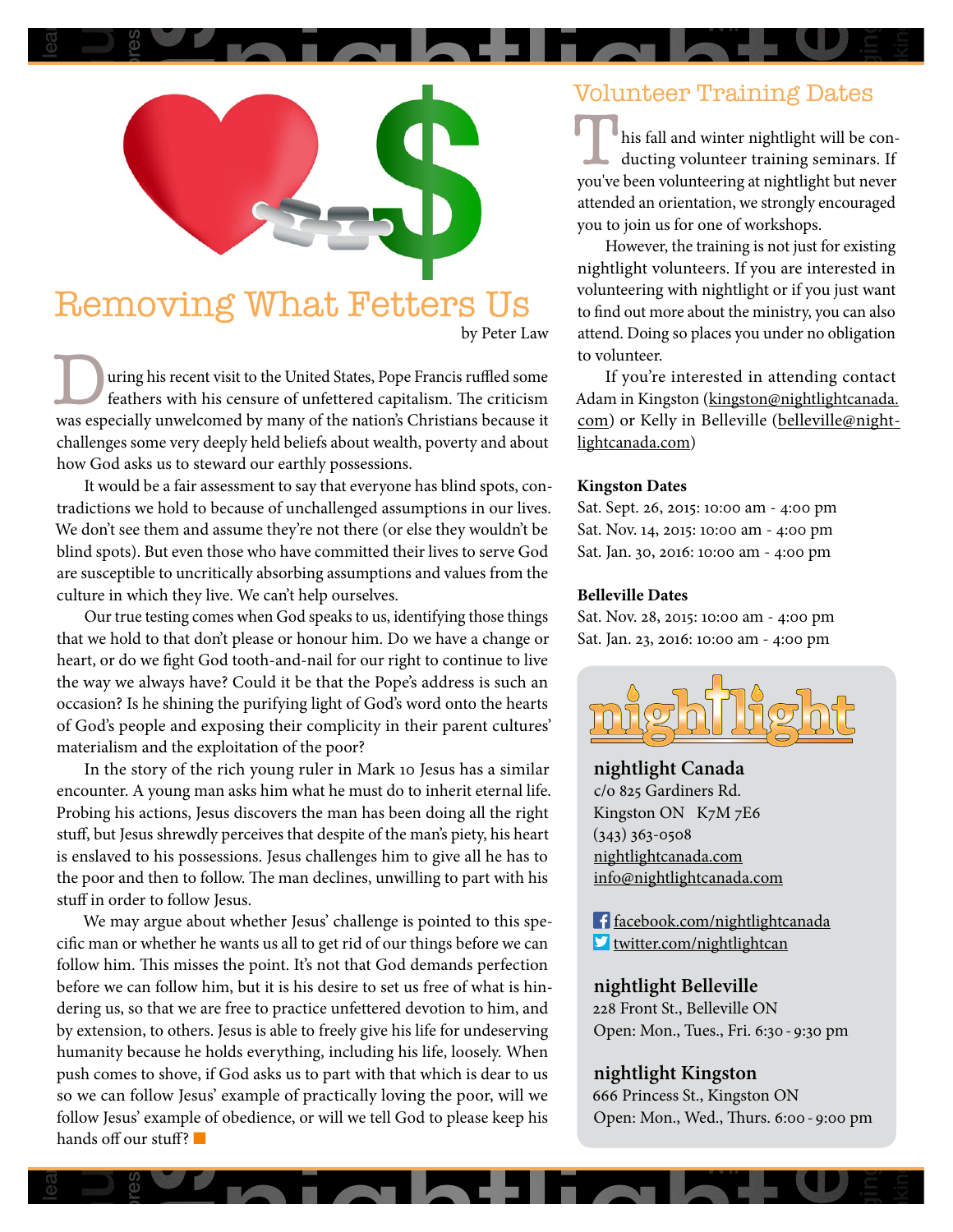## Removing What Fetters Us

by Peter Law

During his recent visit to the United States, Pope Francis ruffled some feathers with his censure of unfettered capitalism. The criticism was especially unwelcomed by many of the nation's Christians because it challenges some very deeply held beliefs about wealth, poverty and about how God asks us to steward our earthly possessions.

It would be a fair assessment to say that everyone has blind spots, contradictions we hold to because of unchallenged assumptions in our lives. We don't see them and assume they're not there (or else they wouldn't be blind spots). But even those who have committed their lives to serve God are susceptible to uncritically absorbing assumptions and values from the culture in which they live. We can't help ourselves.

Our true testing comes when God speaks to us, identifying those things that we hold to that don't please or honour him. Do we have a change or heart, or do we fight God tooth-and-nail for our right to continue to live the way we always have? Could it be that the Pope's address is such an occasion? Is he shining the purifying light of God's word onto the hearts of God's people and exposing their complicity in their parent cultures' materialism and the exploitation of the poor?

In the story of the rich young ruler in Mark 10 Jesus has a similar encounter. A young man asks him what he must do to inherit eternal life. Probing his actions, Jesus discovers the man has been doing all the right stuff, but Jesus shrewdly perceives that despite of the man's piety, his heart is enslaved to his possessions. Jesus challenges him to give all he has to the poor and then to follow. The man declines, unwilling to part with his stuff in order to follow Jesus.

We may argue about whether Jesus' challenge is pointed to this specific man or whether he wants us all to get rid of our things before we can follow him. This misses the point. It's not that God demands perfection before we can follow him, but it is his desire to set us free of what is hindering us, so that we are free to practice unfettered devotion to him, and by extension, to others. Jesus is able to freely give his life for undeserving humanity because he holds everything, including his life, loosely. When push comes to shove, if God asks us to part with that which is dear to us so we can follow Jesus' example of practically loving the poor, will we follow Jesus' example of obedience, or will we tell God to please keep his hands off our stuff?

## Volunteer Training Dates

This fall and winter nightlight will be conducting volunteer training seminars. If you've been volunteering at nightlight but never attended an orientation, we strongly encouraged you to join us for one of workshops.

However, the training is not just for existing nightlight volunteers. If you are interested in volunteering with nightlight or if you just want to find out more about the ministry, you can also attend. Doing so places you under no obligation to volunteer.

If you're interested in attending contact Adam in Kingston (kingston@nightlightcanada.com) or Kelly in Belleville (belleville@nightlightcanada.com)

**Kingston Dates**

Sat. Sept. 26, 2015: 10:00 am - 4:00 pm
Sat. Nov. 14, 2015: 10:00 am - 4:00 pm
Sat. Jan. 30, 2016: 10:00 am - 4:00 pm

**Belleville Dates**

Sat. Nov. 28, 2015: 10:00 am - 4:00 pm
Sat. Jan. 23, 2016: 10:00 am - 4:00 pm

**nightlight Canada**
c/o 825 Gardiners Rd.
Kingston ON K7M 7E6
(343) 363-0508
nightlightcanada.com
info@nightlightcanada.com

facebook.com/nightlightcanada
twitter.com/nightlightcan

**nightlight Belleville**
228 Front St., Belleville ON
Open: Mon., Tues., Fri. 6:30 - 9:30 pm

**nightlight Kingston**
666 Princess St., Kingston ON
Open: Mon., Wed., Thurs. 6:00 - 9:00 pm